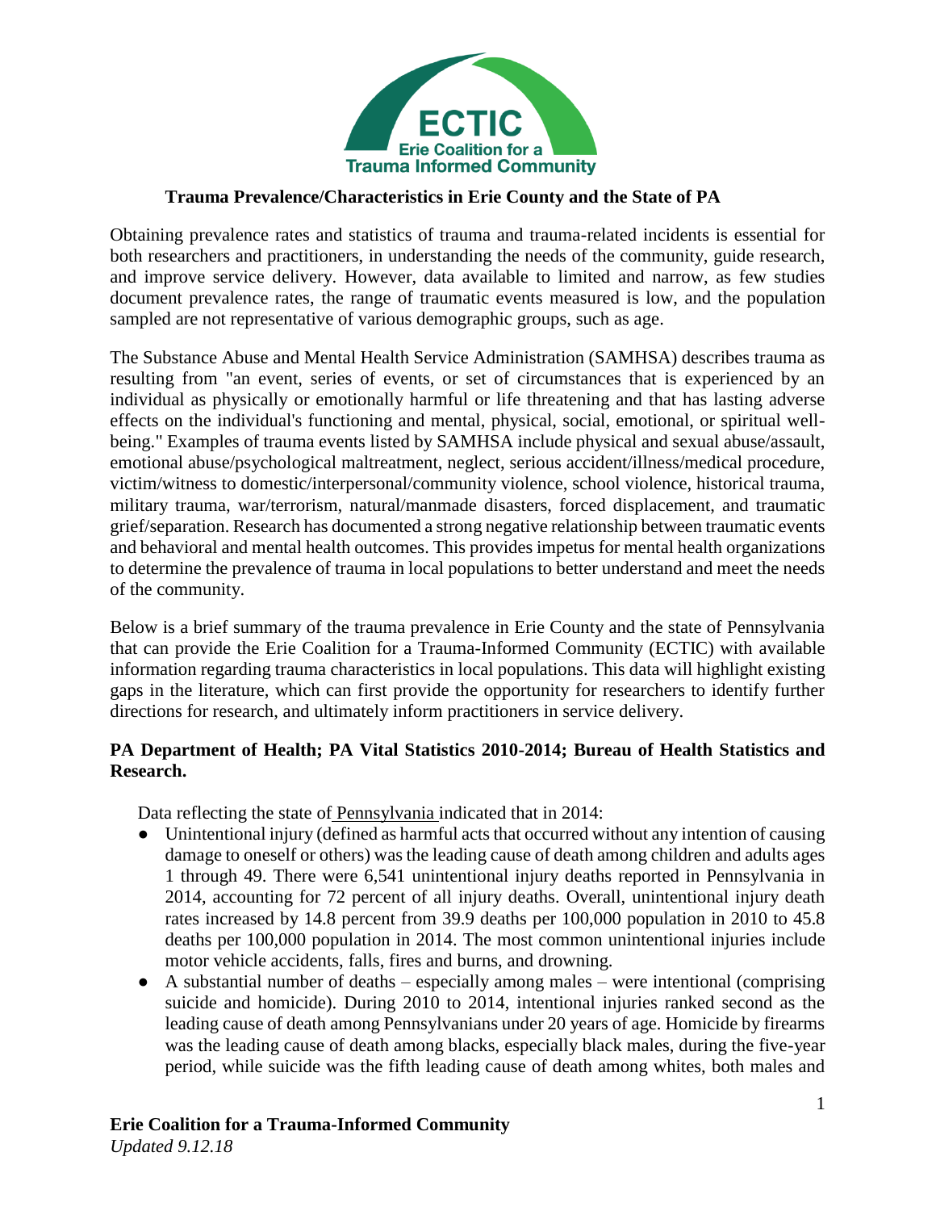# Trauma Prevalence/Characteristics in Erie County and the State of PA

Obtaining prevalence rates and statistics of trauma and trauma-related incidents is essential for both researchers and practitioners, in understanding the needs of the community, guide research, and improve service delivery. However, data available to limited and narrow, as few studies document prevalence rates, the range of traumatic events measured is low, and the population sampled are not representative of various demographic groups, such as age.

The Substance Abuse and Mental Health Service Administration (SAMHSA) describes trauma as resulting from "an event, series of events, or set of circumstances that is experienced by an individual as physically or emotionally harmful or life threatening and that has lasting adverse effects on the individual's functioning and mental, physical, social, emotional, or spiritual well-being." Examples of trauma events listed by SAMHSA include physical and sexual abuse/assault, emotional abuse/psychological maltreatment, neglect, serious accident/illness/medical procedure, victim/witness to domestic/interpersonal/community violence, school violence, historical trauma, military trauma, war/terrorism, natural/manmade disasters, forced displacement, and traumatic grief/separation. Research has documented a strong negative relationship between traumatic events and behavioral and mental health outcomes. This provides impetus for mental health organizations to determine the prevalence of trauma in local populations to better understand and meet the needs of the community.

Below is a brief summary of the trauma prevalence in Erie County and the state of Pennsylvania that can provide the Erie Coalition for a Trauma-Informed Community (ECTIC) with available information regarding trauma characteristics in local populations. This data will highlight existing gaps in the literature, which can first provide the opportunity for researchers to identify further directions for research, and ultimately inform practitioners in service delivery.

**PA Department of Health; PA Vital Statistics 2010-2014; Bureau of Health Statistics and Research.**

Data reflecting the state of Pennsylvania indicated that in 2014:

- Unintentional injury (defined as harmful acts that occurred without any intention of causing damage to oneself or others) was the leading cause of death among children and adults ages 1 through 49. There were 6,541 unintentional injury deaths reported in Pennsylvania in 2014, accounting for 72 percent of all injury deaths. Overall, unintentional injury death rates increased by 14.8 percent from 39.9 deaths per 100,000 population in 2010 to 45.8 deaths per 100,000 population in 2014. The most common unintentional injuries include motor vehicle accidents, falls, fires and burns, and drowning.
- A substantial number of deaths – especially among males – were intentional (comprising suicide and homicide). During 2010 to 2014, intentional injuries ranked second as the leading cause of death among Pennsylvanians under 20 years of age. Homicide by firearms was the leading cause of death among blacks, especially black males, during the five-year period, while suicide was the fifth leading cause of death among whites, both males and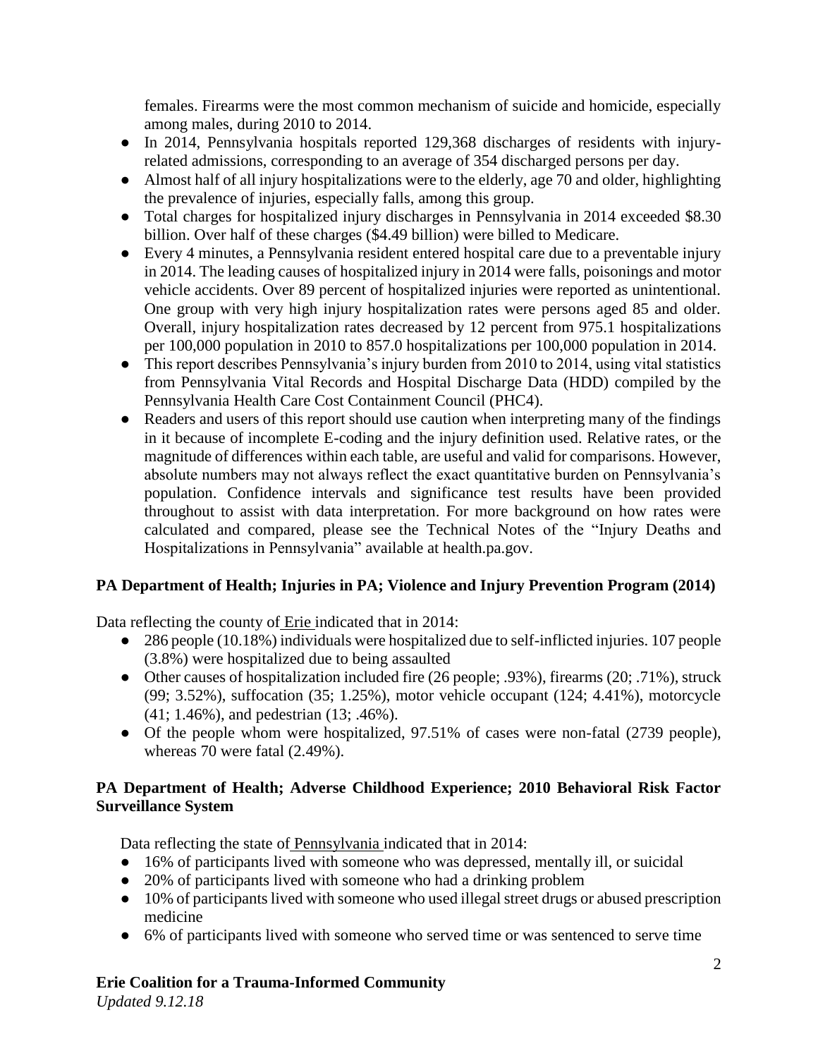females. Firearms were the most common mechanism of suicide and homicide, especially among males, during 2010 to 2014.

- In 2014, Pennsylvania hospitals reported 129,368 discharges of residents with injury-related admissions, corresponding to an average of 354 discharged persons per day.
- Almost half of all injury hospitalizations were to the elderly, age 70 and older, highlighting the prevalence of injuries, especially falls, among this group.
- Total charges for hospitalized injury discharges in Pennsylvania in 2014 exceeded $8.30 billion. Over half of these charges ($4.49 billion) were billed to Medicare.
- Every 4 minutes, a Pennsylvania resident entered hospital care due to a preventable injury in 2014. The leading causes of hospitalized injury in 2014 were falls, poisonings and motor vehicle accidents. Over 89 percent of hospitalized injuries were reported as unintentional. One group with very high injury hospitalization rates were persons aged 85 and older. Overall, injury hospitalization rates decreased by 12 percent from 975.1 hospitalizations per 100,000 population in 2010 to 857.0 hospitalizations per 100,000 population in 2014.
- This report describes Pennsylvania's injury burden from 2010 to 2014, using vital statistics from Pennsylvania Vital Records and Hospital Discharge Data (HDD) compiled by the Pennsylvania Health Care Cost Containment Council (PHC4).
- Readers and users of this report should use caution when interpreting many of the findings in it because of incomplete E-coding and the injury definition used. Relative rates, or the magnitude of differences within each table, are useful and valid for comparisons. However, absolute numbers may not always reflect the exact quantitative burden on Pennsylvania's population. Confidence intervals and significance test results have been provided throughout to assist with data interpretation. For more background on how rates were calculated and compared, please see the Technical Notes of the "Injury Deaths and Hospitalizations in Pennsylvania" available at health.pa.gov.

**PA Department of Health; Injuries in PA; Violence and Injury Prevention Program (2014)**

Data reflecting the county of Erie indicated that in 2014:

- 286 people (10.18%) individuals were hospitalized due to self-inflicted injuries. 107 people (3.8%) were hospitalized due to being assaulted
- Other causes of hospitalization included fire (26 people; .93%), firearms (20; .71%), struck (99; 3.52%), suffocation (35; 1.25%), motor vehicle occupant (124; 4.41%), motorcycle (41; 1.46%), and pedestrian (13; .46%).
- Of the people whom were hospitalized, 97.51% of cases were non-fatal (2739 people), whereas 70 were fatal (2.49%).

**PA Department of Health; Adverse Childhood Experience; 2010 Behavioral Risk Factor Surveillance System**

Data reflecting the state of Pennsylvania indicated that in 2014:

- 16% of participants lived with someone who was depressed, mentally ill, or suicidal
- 20% of participants lived with someone who had a drinking problem
- 10% of participants lived with someone who used illegal street drugs or abused prescription medicine
- 6% of participants lived with someone who served time or was sentenced to serve time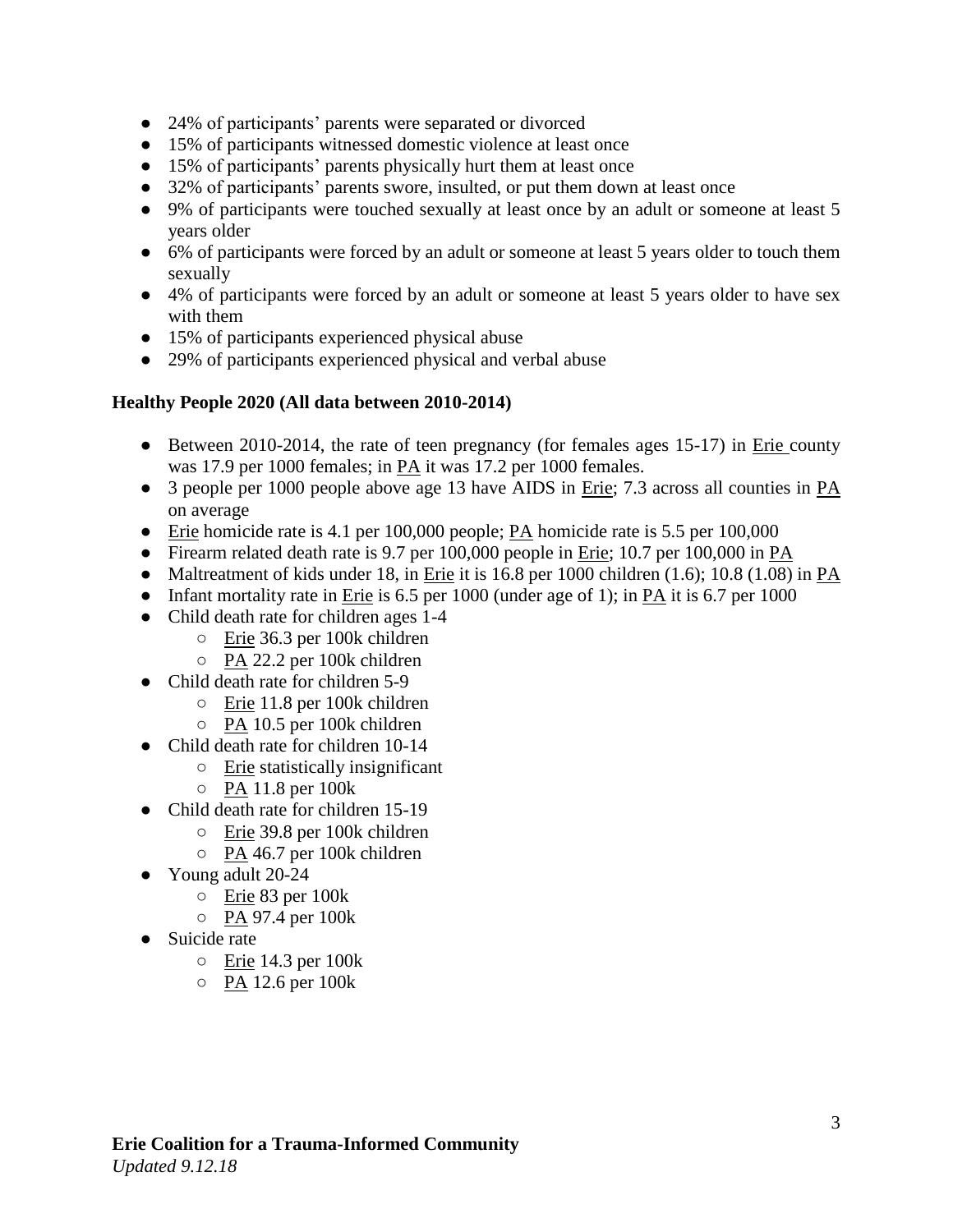- 24% of participants' parents were separated or divorced
- 15% of participants witnessed domestic violence at least once
- 15% of participants' parents physically hurt them at least once
- 32% of participants' parents swore, insulted, or put them down at least once
- 9% of participants were touched sexually at least once by an adult or someone at least 5 years older
- 6% of participants were forced by an adult or someone at least 5 years older to touch them sexually
- 4% of participants were forced by an adult or someone at least 5 years older to have sex with them
- 15% of participants experienced physical abuse
- 29% of participants experienced physical and verbal abuse

**Healthy People 2020 (All data between 2010-2014)**

- Between 2010-2014, the rate of teen pregnancy (for females ages 15-17) in Erie county was 17.9 per 1000 females; in PA it was 17.2 per 1000 females.
- 3 people per 1000 people above age 13 have AIDS in Erie; 7.3 across all counties in PA on average
- Erie homicide rate is 4.1 per 100,000 people; PA homicide rate is 5.5 per 100,000
- Firearm related death rate is 9.7 per 100,000 people in Erie; 10.7 per 100,000 in PA
- Maltreatment of kids under 18, in Erie it is 16.8 per 1000 children (1.6); 10.8 (1.08) in PA
- Infant mortality rate in Erie is 6.5 per 1000 (under age of 1); in PA it is 6.7 per 1000
- Child death rate for children ages 1-4
  - Erie 36.3 per 100k children
  - PA 22.2 per 100k children
- Child death rate for children 5-9
  - Erie 11.8 per 100k children
  - PA 10.5 per 100k children
- Child death rate for children 10-14
  - Erie statistically insignificant
  - PA 11.8 per 100k
- Child death rate for children 15-19
  - Erie 39.8 per 100k children
  - PA 46.7 per 100k children
- Young adult 20-24
  - Erie 83 per 100k
  - PA 97.4 per 100k
- Suicide rate
  - Erie 14.3 per 100k
  - PA 12.6 per 100k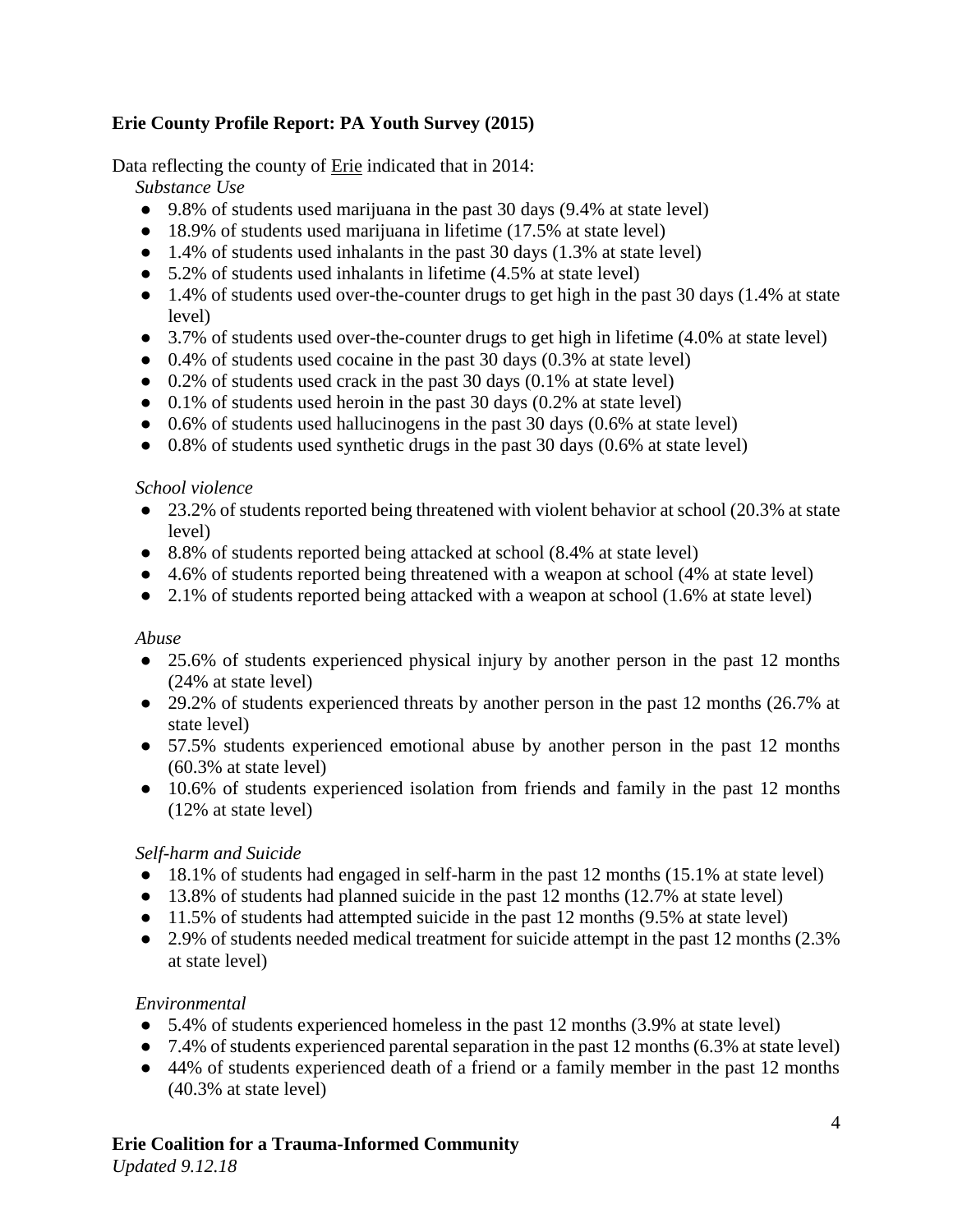**Erie County Profile Report: PA Youth Survey (2015)**

Data reflecting the county of Erie indicated that in 2014:

*Substance Use*

- 9.8% of students used marijuana in the past 30 days (9.4% at state level)
- 18.9% of students used marijuana in lifetime (17.5% at state level)
- 1.4% of students used inhalants in the past 30 days (1.3% at state level)
- 5.2% of students used inhalants in lifetime (4.5% at state level)
- 1.4% of students used over-the-counter drugs to get high in the past 30 days (1.4% at state level)
- 3.7% of students used over-the-counter drugs to get high in lifetime (4.0% at state level)
- 0.4% of students used cocaine in the past 30 days (0.3% at state level)
- 0.2% of students used crack in the past 30 days (0.1% at state level)
- 0.1% of students used heroin in the past 30 days (0.2% at state level)
- 0.6% of students used hallucinogens in the past 30 days (0.6% at state level)
- 0.8% of students used synthetic drugs in the past 30 days (0.6% at state level)

*School violence*

- 23.2% of students reported being threatened with violent behavior at school (20.3% at state level)
- 8.8% of students reported being attacked at school (8.4% at state level)
- 4.6% of students reported being threatened with a weapon at school (4% at state level)
- 2.1% of students reported being attacked with a weapon at school (1.6% at state level)

*Abuse*

- 25.6% of students experienced physical injury by another person in the past 12 months (24% at state level)
- 29.2% of students experienced threats by another person in the past 12 months (26.7% at state level)
- 57.5% students experienced emotional abuse by another person in the past 12 months (60.3% at state level)
- 10.6% of students experienced isolation from friends and family in the past 12 months (12% at state level)

*Self-harm and Suicide*

- 18.1% of students had engaged in self-harm in the past 12 months (15.1% at state level)
- 13.8% of students had planned suicide in the past 12 months (12.7% at state level)
- 11.5% of students had attempted suicide in the past 12 months (9.5% at state level)
- 2.9% of students needed medical treatment for suicide attempt in the past 12 months (2.3% at state level)

*Environmental*

- 5.4% of students experienced homeless in the past 12 months (3.9% at state level)
- 7.4% of students experienced parental separation in the past 12 months (6.3% at state level)
- 44% of students experienced death of a friend or a family member in the past 12 months (40.3% at state level)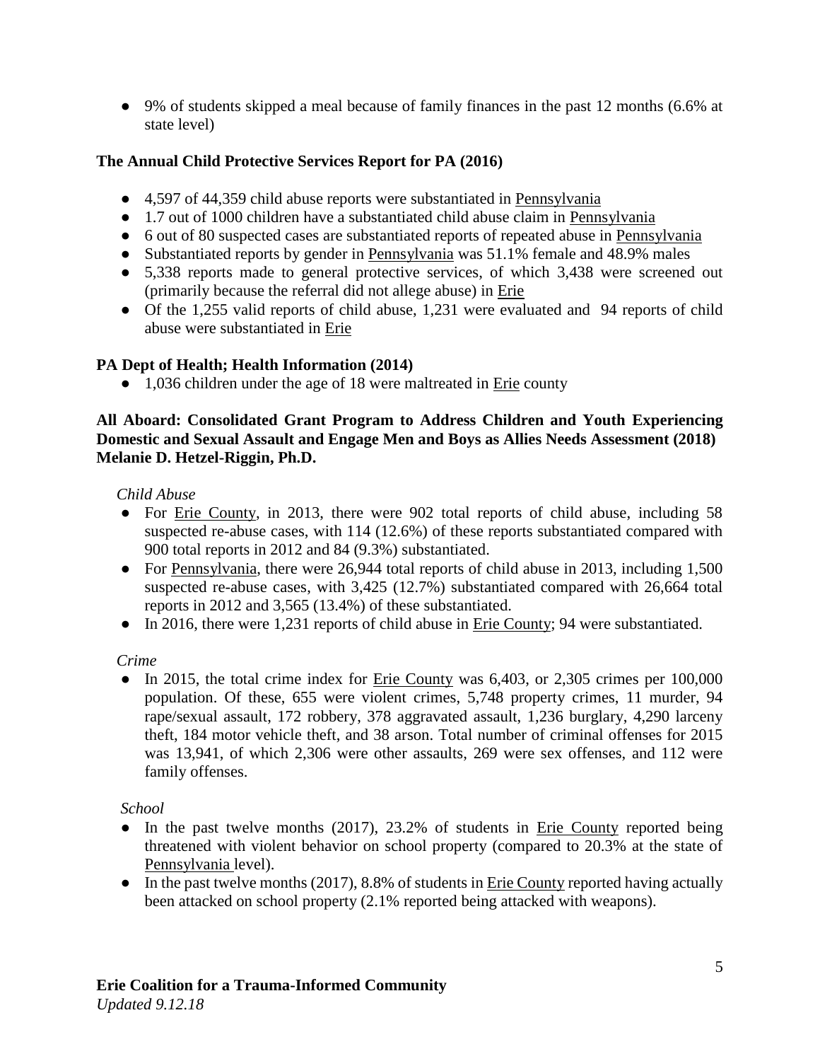- 9% of students skipped a meal because of family finances in the past 12 months (6.6% at state level)

**The Annual Child Protective Services Report for PA (2016)**

- 4,597 of 44,359 child abuse reports were substantiated in Pennsylvania
- 1.7 out of 1000 children have a substantiated child abuse claim in Pennsylvania
- 6 out of 80 suspected cases are substantiated reports of repeated abuse in Pennsylvania
- Substantiated reports by gender in Pennsylvania was 51.1% female and 48.9% males
- 5,338 reports made to general protective services, of which 3,438 were screened out (primarily because the referral did not allege abuse) in Erie
- Of the 1,255 valid reports of child abuse, 1,231 were evaluated and 94 reports of child abuse were substantiated in Erie

**PA Dept of Health; Health Information (2014)**

- 1,036 children under the age of 18 were maltreated in Erie county

**All Aboard: Consolidated Grant Program to Address Children and Youth Experiencing Domestic and Sexual Assault and Engage Men and Boys as Allies Needs Assessment (2018) Melanie D. Hetzel-Riggin, Ph.D.**

*Child Abuse*

- For Erie County, in 2013, there were 902 total reports of child abuse, including 58 suspected re-abuse cases, with 114 (12.6%) of these reports substantiated compared with 900 total reports in 2012 and 84 (9.3%) substantiated.
- For Pennsylvania, there were 26,944 total reports of child abuse in 2013, including 1,500 suspected re-abuse cases, with 3,425 (12.7%) substantiated compared with 26,664 total reports in 2012 and 3,565 (13.4%) of these substantiated.
- In 2016, there were 1,231 reports of child abuse in Erie County; 94 were substantiated.

*Crime*

- In 2015, the total crime index for Erie County was 6,403, or 2,305 crimes per 100,000 population. Of these, 655 were violent crimes, 5,748 property crimes, 11 murder, 94 rape/sexual assault, 172 robbery, 378 aggravated assault, 1,236 burglary, 4,290 larceny theft, 184 motor vehicle theft, and 38 arson. Total number of criminal offenses for 2015 was 13,941, of which 2,306 were other assaults, 269 were sex offenses, and 112 were family offenses.

*School*

- In the past twelve months (2017), 23.2% of students in Erie County reported being threatened with violent behavior on school property (compared to 20.3% at the state of Pennsylvania level).
- In the past twelve months (2017), 8.8% of students in Erie County reported having actually been attacked on school property (2.1% reported being attacked with weapons).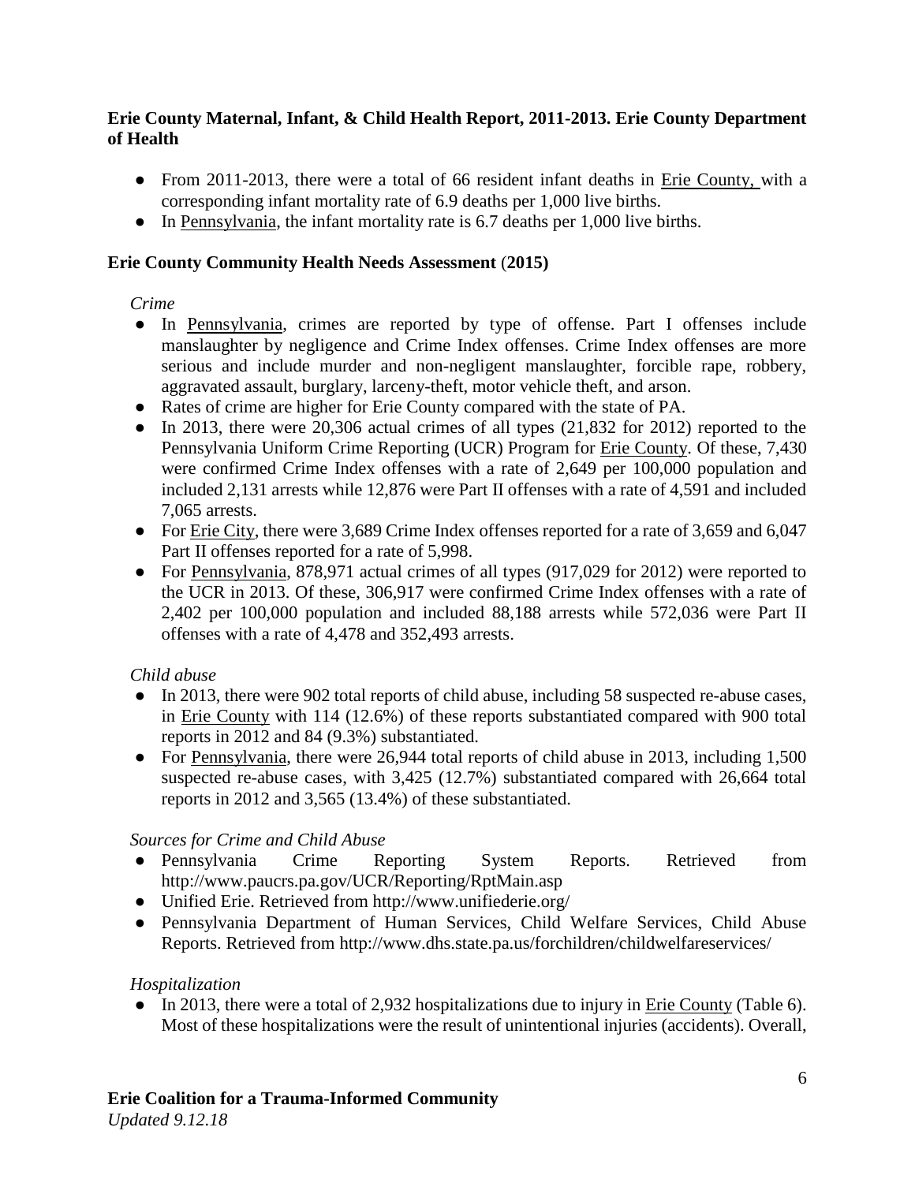**Erie County Maternal, Infant, & Child Health Report, 2011-2013. Erie County Department of Health**

- From 2011-2013, there were a total of 66 resident infant deaths in Erie County, with a corresponding infant mortality rate of 6.9 deaths per 1,000 live births.
- In Pennsylvania, the infant mortality rate is 6.7 deaths per 1,000 live births.

**Erie County Community Health Needs Assessment (2015)**

*Crime*

- In Pennsylvania, crimes are reported by type of offense. Part I offenses include manslaughter by negligence and Crime Index offenses. Crime Index offenses are more serious and include murder and non-negligent manslaughter, forcible rape, robbery, aggravated assault, burglary, larceny-theft, motor vehicle theft, and arson.
- Rates of crime are higher for Erie County compared with the state of PA.
- In 2013, there were 20,306 actual crimes of all types (21,832 for 2012) reported to the Pennsylvania Uniform Crime Reporting (UCR) Program for Erie County. Of these, 7,430 were confirmed Crime Index offenses with a rate of 2,649 per 100,000 population and included 2,131 arrests while 12,876 were Part II offenses with a rate of 4,591 and included 7,065 arrests.
- For Erie City, there were 3,689 Crime Index offenses reported for a rate of 3,659 and 6,047 Part II offenses reported for a rate of 5,998.
- For Pennsylvania, 878,971 actual crimes of all types (917,029 for 2012) were reported to the UCR in 2013. Of these, 306,917 were confirmed Crime Index offenses with a rate of 2,402 per 100,000 population and included 88,188 arrests while 572,036 were Part II offenses with a rate of 4,478 and 352,493 arrests.

*Child abuse*

- In 2013, there were 902 total reports of child abuse, including 58 suspected re-abuse cases, in Erie County with 114 (12.6%) of these reports substantiated compared with 900 total reports in 2012 and 84 (9.3%) substantiated.
- For Pennsylvania, there were 26,944 total reports of child abuse in 2013, including 1,500 suspected re-abuse cases, with 3,425 (12.7%) substantiated compared with 26,664 total reports in 2012 and 3,565 (13.4%) of these substantiated.

*Sources for Crime and Child Abuse*

- Pennsylvania Crime Reporting System Reports. Retrieved from http://www.paucrs.pa.gov/UCR/Reporting/RptMain.asp
- Unified Erie. Retrieved from http://www.unifiederie.org/
- Pennsylvania Department of Human Services, Child Welfare Services, Child Abuse Reports. Retrieved from http://www.dhs.state.pa.us/forchildren/childwelfareservices/

*Hospitalization*

- In 2013, there were a total of 2,932 hospitalizations due to injury in Erie County (Table 6). Most of these hospitalizations were the result of unintentional injuries (accidents). Overall,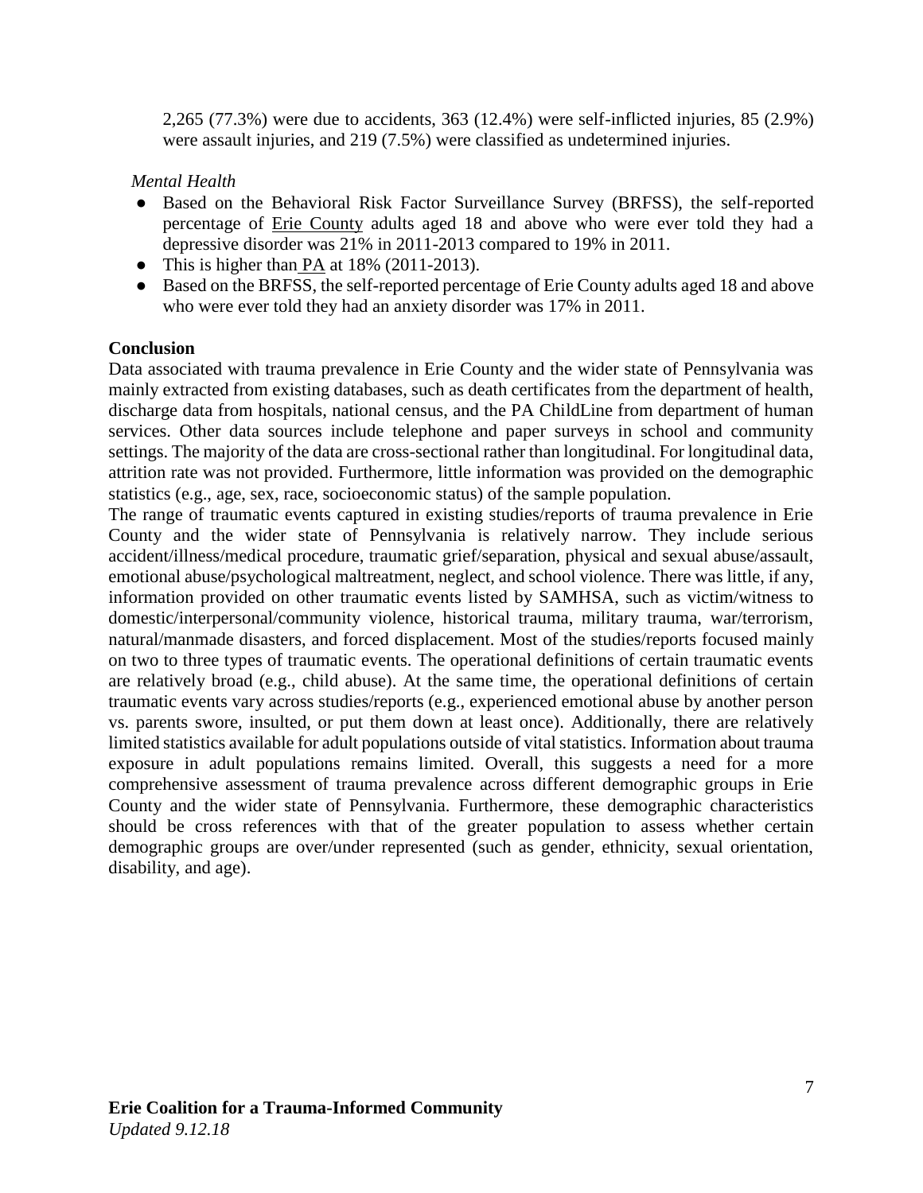2,265 (77.3%) were due to accidents, 363 (12.4%) were self-inflicted injuries, 85 (2.9%) were assault injuries, and 219 (7.5%) were classified as undetermined injuries.

*Mental Health*

- Based on the Behavioral Risk Factor Surveillance Survey (BRFSS), the self-reported percentage of Erie County adults aged 18 and above who were ever told they had a depressive disorder was 21% in 2011-2013 compared to 19% in 2011.
- This is higher than PA at 18% (2011-2013).
- Based on the BRFSS, the self-reported percentage of Erie County adults aged 18 and above who were ever told they had an anxiety disorder was 17% in 2011.

**Conclusion**

Data associated with trauma prevalence in Erie County and the wider state of Pennsylvania was mainly extracted from existing databases, such as death certificates from the department of health, discharge data from hospitals, national census, and the PA ChildLine from department of human services. Other data sources include telephone and paper surveys in school and community settings. The majority of the data are cross-sectional rather than longitudinal. For longitudinal data, attrition rate was not provided. Furthermore, little information was provided on the demographic statistics (e.g., age, sex, race, socioeconomic status) of the sample population.

The range of traumatic events captured in existing studies/reports of trauma prevalence in Erie County and the wider state of Pennsylvania is relatively narrow. They include serious accident/illness/medical procedure, traumatic grief/separation, physical and sexual abuse/assault, emotional abuse/psychological maltreatment, neglect, and school violence. There was little, if any, information provided on other traumatic events listed by SAMHSA, such as victim/witness to domestic/interpersonal/community violence, historical trauma, military trauma, war/terrorism, natural/manmade disasters, and forced displacement. Most of the studies/reports focused mainly on two to three types of traumatic events. The operational definitions of certain traumatic events are relatively broad (e.g., child abuse). At the same time, the operational definitions of certain traumatic events vary across studies/reports (e.g., experienced emotional abuse by another person vs. parents swore, insulted, or put them down at least once). Additionally, there are relatively limited statistics available for adult populations outside of vital statistics. Information about trauma exposure in adult populations remains limited. Overall, this suggests a need for a more comprehensive assessment of trauma prevalence across different demographic groups in Erie County and the wider state of Pennsylvania. Furthermore, these demographic characteristics should be cross references with that of the greater population to assess whether certain demographic groups are over/under represented (such as gender, ethnicity, sexual orientation, disability, and age).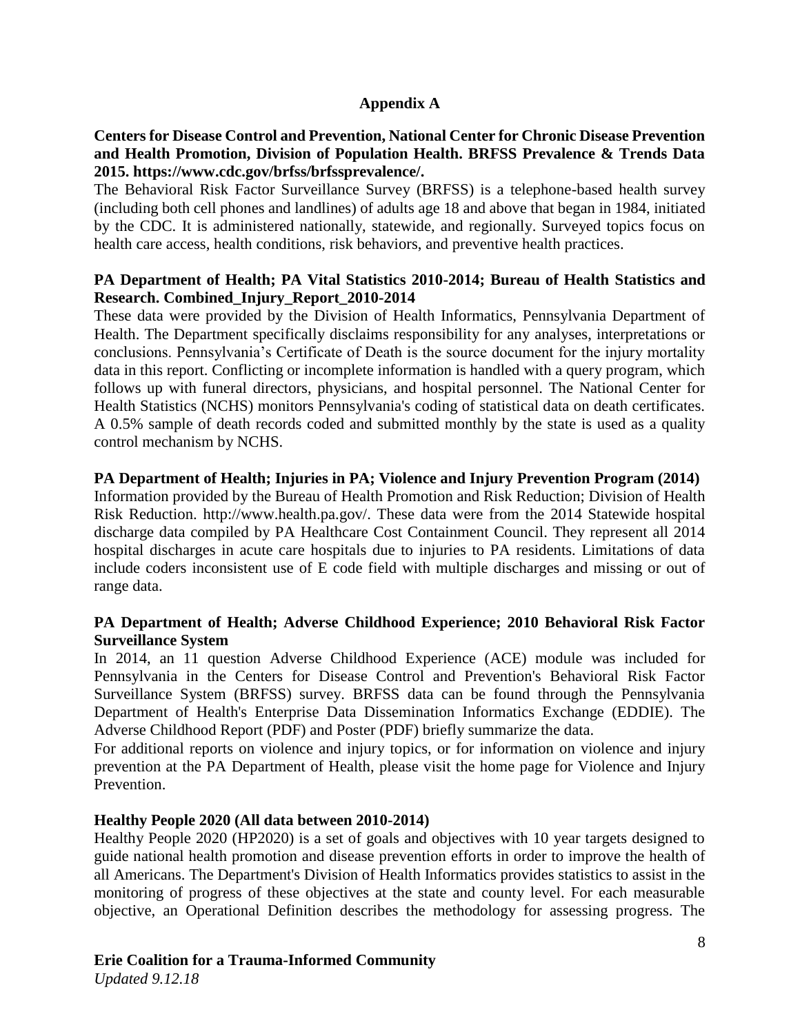## Appendix A

**Centers for Disease Control and Prevention, National Center for Chronic Disease Prevention and Health Promotion, Division of Population Health. BRFSS Prevalence & Trends Data 2015. https://www.cdc.gov/brfss/brfssprevalence/.**

The Behavioral Risk Factor Surveillance Survey (BRFSS) is a telephone-based health survey (including both cell phones and landlines) of adults age 18 and above that began in 1984, initiated by the CDC. It is administered nationally, statewide, and regionally. Surveyed topics focus on health care access, health conditions, risk behaviors, and preventive health practices.

**PA Department of Health; PA Vital Statistics 2010-2014; Bureau of Health Statistics and Research. Combined_Injury_Report_2010-2014**

These data were provided by the Division of Health Informatics, Pennsylvania Department of Health. The Department specifically disclaims responsibility for any analyses, interpretations or conclusions. Pennsylvania's Certificate of Death is the source document for the injury mortality data in this report. Conflicting or incomplete information is handled with a query program, which follows up with funeral directors, physicians, and hospital personnel. The National Center for Health Statistics (NCHS) monitors Pennsylvania's coding of statistical data on death certificates. A 0.5% sample of death records coded and submitted monthly by the state is used as a quality control mechanism by NCHS.

**PA Department of Health; Injuries in PA; Violence and Injury Prevention Program (2014)**

Information provided by the Bureau of Health Promotion and Risk Reduction; Division of Health Risk Reduction. http://www.health.pa.gov/. These data were from the 2014 Statewide hospital discharge data compiled by PA Healthcare Cost Containment Council. They represent all 2014 hospital discharges in acute care hospitals due to injuries to PA residents. Limitations of data include coders inconsistent use of E code field with multiple discharges and missing or out of range data.

**PA Department of Health; Adverse Childhood Experience; 2010 Behavioral Risk Factor Surveillance System**

In 2014, an 11 question Adverse Childhood Experience (ACE) module was included for Pennsylvania in the Centers for Disease Control and Prevention's Behavioral Risk Factor Surveillance System (BRFSS) survey. BRFSS data can be found through the Pennsylvania Department of Health's Enterprise Data Dissemination Informatics Exchange (EDDIE). The Adverse Childhood Report (PDF) and Poster (PDF) briefly summarize the data.

For additional reports on violence and injury topics, or for information on violence and injury prevention at the PA Department of Health, please visit the home page for Violence and Injury Prevention.

**Healthy People 2020 (All data between 2010-2014)**

Healthy People 2020 (HP2020) is a set of goals and objectives with 10 year targets designed to guide national health promotion and disease prevention efforts in order to improve the health of all Americans. The Department's Division of Health Informatics provides statistics to assist in the monitoring of progress of these objectives at the state and county level. For each measurable objective, an Operational Definition describes the methodology for assessing progress. The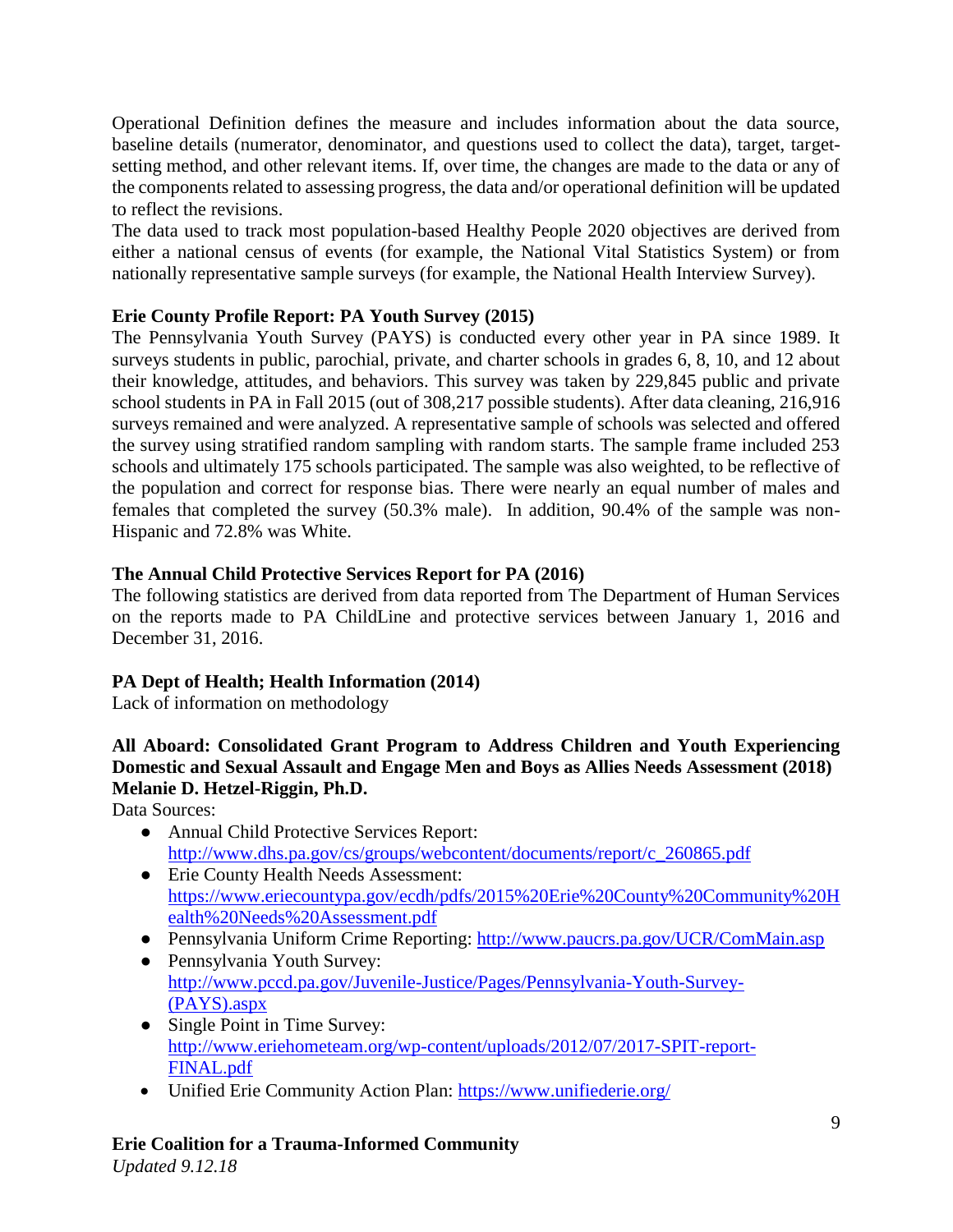Operational Definition defines the measure and includes information about the data source, baseline details (numerator, denominator, and questions used to collect the data), target, target-setting method, and other relevant items. If, over time, the changes are made to the data or any of the components related to assessing progress, the data and/or operational definition will be updated to reflect the revisions.

The data used to track most population-based Healthy People 2020 objectives are derived from either a national census of events (for example, the National Vital Statistics System) or from nationally representative sample surveys (for example, the National Health Interview Survey).

**Erie County Profile Report: PA Youth Survey (2015)**

The Pennsylvania Youth Survey (PAYS) is conducted every other year in PA since 1989. It surveys students in public, parochial, private, and charter schools in grades 6, 8, 10, and 12 about their knowledge, attitudes, and behaviors. This survey was taken by 229,845 public and private school students in PA in Fall 2015 (out of 308,217 possible students). After data cleaning, 216,916 surveys remained and were analyzed. A representative sample of schools was selected and offered the survey using stratified random sampling with random starts. The sample frame included 253 schools and ultimately 175 schools participated. The sample was also weighted, to be reflective of the population and correct for response bias. There were nearly an equal number of males and females that completed the survey (50.3% male). In addition, 90.4% of the sample was non-Hispanic and 72.8% was White.

**The Annual Child Protective Services Report for PA (2016)**

The following statistics are derived from data reported from The Department of Human Services on the reports made to PA ChildLine and protective services between January 1, 2016 and December 31, 2016.

**PA Dept of Health; Health Information (2014)**

Lack of information on methodology

**All Aboard: Consolidated Grant Program to Address Children and Youth Experiencing Domestic and Sexual Assault and Engage Men and Boys as Allies Needs Assessment (2018) Melanie D. Hetzel-Riggin, Ph.D.**

Data Sources:

- Annual Child Protective Services Report: http://www.dhs.pa.gov/cs/groups/webcontent/documents/report/c_260865.pdf
- Erie County Health Needs Assessment: https://www.eriecountypa.gov/ecdh/pdfs/2015%20Erie%20County%20Community%20Health%20Needs%20Assessment.pdf
- Pennsylvania Uniform Crime Reporting: http://www.paucrs.pa.gov/UCR/ComMain.asp
- Pennsylvania Youth Survey: http://www.pccd.pa.gov/Juvenile-Justice/Pages/Pennsylvania-Youth-Survey-(PAYS).aspx
- Single Point in Time Survey: http://www.eriehometeam.org/wp-content/uploads/2012/07/2017-SPIT-report-FINAL.pdf
- Unified Erie Community Action Plan: https://www.unifiederie.org/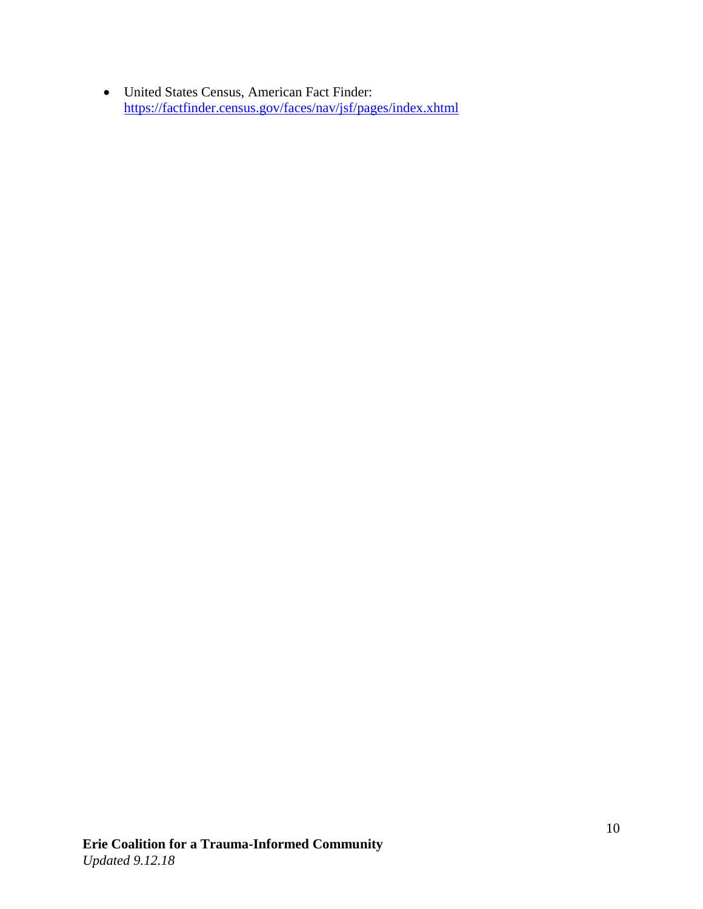- United States Census, American Fact Finder: https://factfinder.census.gov/faces/nav/jsf/pages/index.xhtml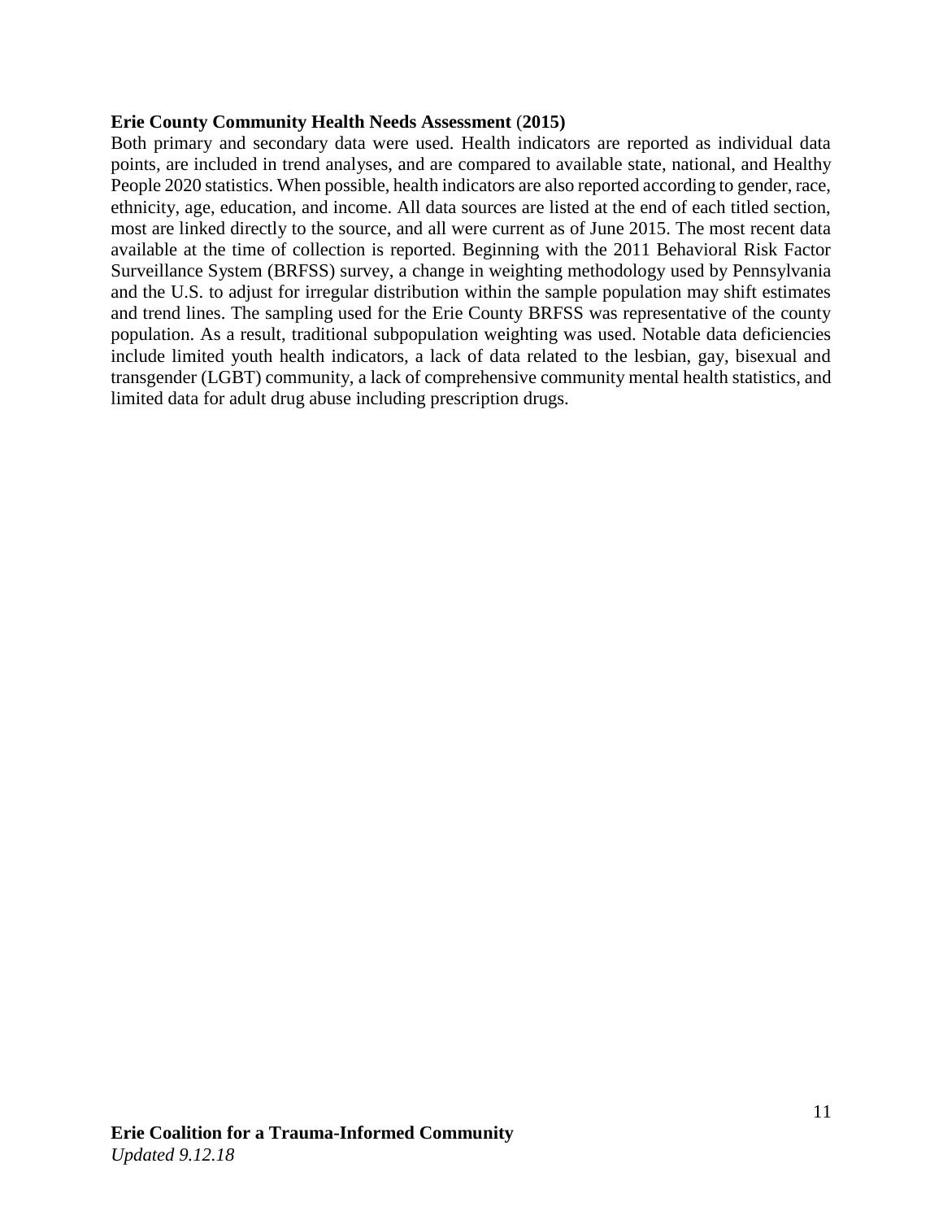**Erie County Community Health Needs Assessment (2015)**

Both primary and secondary data were used. Health indicators are reported as individual data points, are included in trend analyses, and are compared to available state, national, and Healthy People 2020 statistics. When possible, health indicators are also reported according to gender, race, ethnicity, age, education, and income. All data sources are listed at the end of each titled section, most are linked directly to the source, and all were current as of June 2015. The most recent data available at the time of collection is reported. Beginning with the 2011 Behavioral Risk Factor Surveillance System (BRFSS) survey, a change in weighting methodology used by Pennsylvania and the U.S. to adjust for irregular distribution within the sample population may shift estimates and trend lines. The sampling used for the Erie County BRFSS was representative of the county population. As a result, traditional subpopulation weighting was used. Notable data deficiencies include limited youth health indicators, a lack of data related to the lesbian, gay, bisexual and transgender (LGBT) community, a lack of comprehensive community mental health statistics, and limited data for adult drug abuse including prescription drugs.